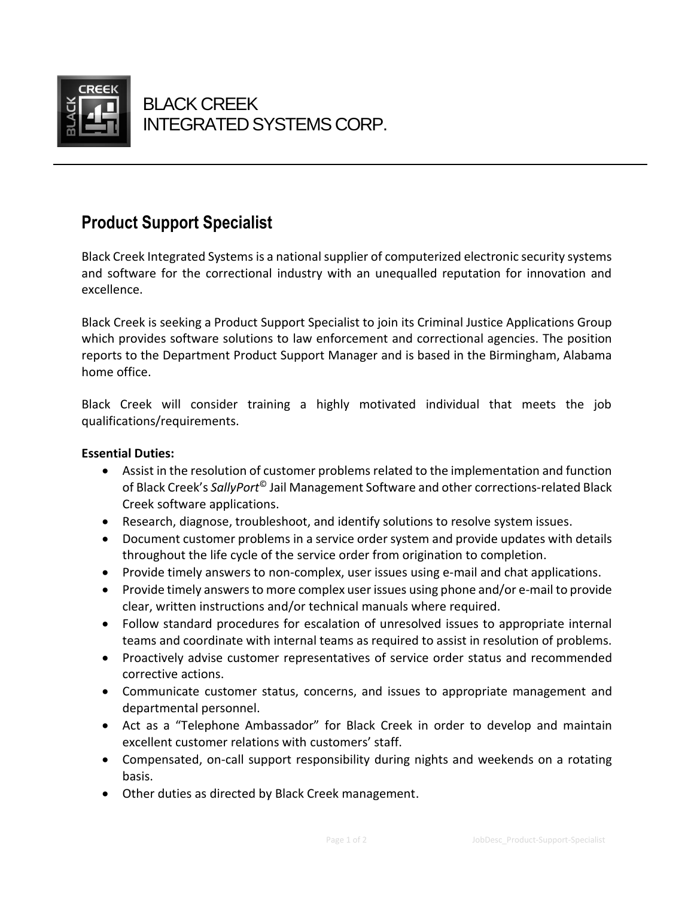BLACK CREEK
INTEGRATED SYSTEMS CORP.

## Product Support Specialist

Black Creek Integrated Systems is a national supplier of computerized electronic security systems and software for the correctional industry with an unequalled reputation for innovation and excellence.

Black Creek is seeking a Product Support Specialist to join its Criminal Justice Applications Group which provides software solutions to law enforcement and correctional agencies. The position reports to the Department Product Support Manager and is based in the Birmingham, Alabama home office.

Black Creek will consider training a highly motivated individual that meets the job qualifications/requirements.

**Essential Duties:**

- Assist in the resolution of customer problems related to the implementation and function of Black Creek's *SallyPort*© Jail Management Software and other corrections-related Black Creek software applications.
- Research, diagnose, troubleshoot, and identify solutions to resolve system issues.
- Document customer problems in a service order system and provide updates with details throughout the life cycle of the service order from origination to completion.
- Provide timely answers to non-complex, user issues using e-mail and chat applications.
- Provide timely answers to more complex user issues using phone and/or e-mail to provide clear, written instructions and/or technical manuals where required.
- Follow standard procedures for escalation of unresolved issues to appropriate internal teams and coordinate with internal teams as required to assist in resolution of problems.
- Proactively advise customer representatives of service order status and recommended corrective actions.
- Communicate customer status, concerns, and issues to appropriate management and departmental personnel.
- Act as a "Telephone Ambassador" for Black Creek in order to develop and maintain excellent customer relations with customers' staff.
- Compensated, on-call support responsibility during nights and weekends on a rotating basis.
- Other duties as directed by Black Creek management.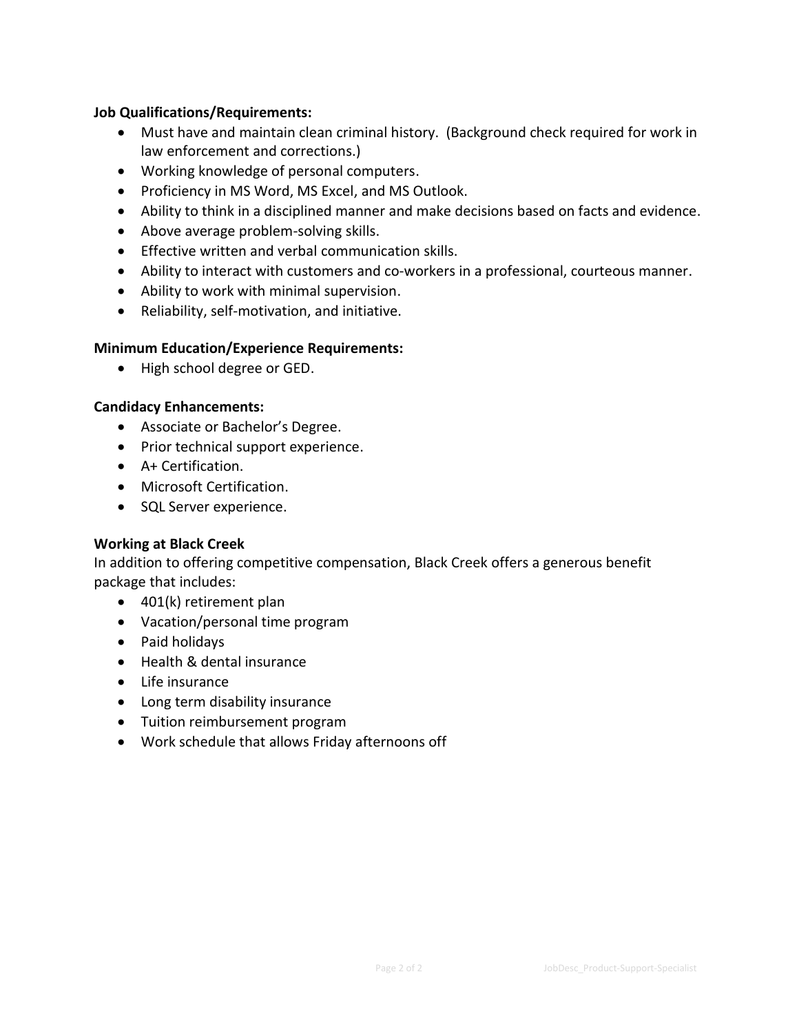**Job Qualifications/Requirements:**

- Must have and maintain clean criminal history. (Background check required for work in law enforcement and corrections.)
- Working knowledge of personal computers.
- Proficiency in MS Word, MS Excel, and MS Outlook.
- Ability to think in a disciplined manner and make decisions based on facts and evidence.
- Above average problem-solving skills.
- Effective written and verbal communication skills.
- Ability to interact with customers and co-workers in a professional, courteous manner.
- Ability to work with minimal supervision.
- Reliability, self-motivation, and initiative.

**Minimum Education/Experience Requirements:**

- High school degree or GED.

**Candidacy Enhancements:**

- Associate or Bachelor's Degree.
- Prior technical support experience.
- A+ Certification.
- Microsoft Certification.
- SQL Server experience.

**Working at Black Creek**

In addition to offering competitive compensation, Black Creek offers a generous benefit package that includes:

- 401(k) retirement plan
- Vacation/personal time program
- Paid holidays
- Health & dental insurance
- Life insurance
- Long term disability insurance
- Tuition reimbursement program
- Work schedule that allows Friday afternoons off